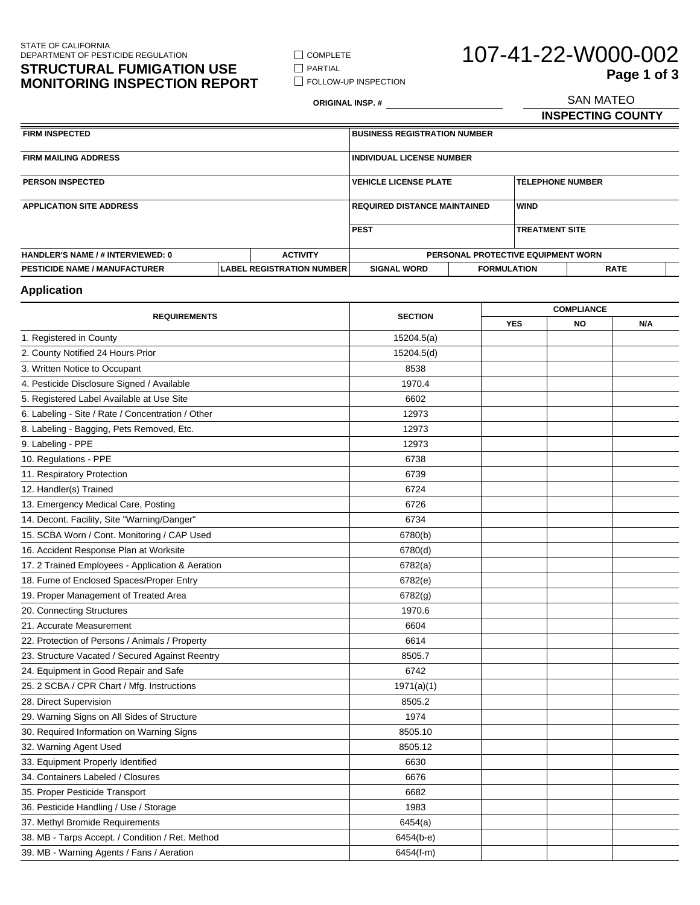STATE OF CALIFORNIA
DEPARTMENT OF PESTICIDE REGULATION

# STRUCTURAL FUMIGATION USE MONITORING INSPECTION REPORT

☐ COMPLETE
☐ PARTIAL
☐ FOLLOW-UP INSPECTION

**ORIGINAL INSP. #** ____________________

# 107-41-22-W000-002

SAN MATEO
**INSPECTING COUNTY**

| FIRM INSPECTED | | BUSINESS REGISTRATION NUMBER | |
|---|---|---|---|
| **FIRM MAILING ADDRESS** | | **INDIVIDUAL LICENSE NUMBER** | |
| **PERSON INSPECTED** | | **VEHICLE LICENSE PLATE** | **TELEPHONE NUMBER** |
| **APPLICATION SITE ADDRESS** | | **REQUIRED DISTANCE MAINTAINED** | **WIND** |
| | | **PEST** | **TREATMENT SITE** |
| **HANDLER'S NAME / # INTERVIEWED: 0** | **ACTIVITY** | **PERSONAL PROTECTIVE EQUIPMENT WORN** | |

| PESTICIDE NAME / MANUFACTURER | LABEL REGISTRATION NUMBER | SIGNAL WORD | FORMULATION | RATE |
|---|---|---|---|---|

## Application

| REQUIREMENTS | SECTION | COMPLIANCE | | |
|---|---|---|---|---|
| | | YES | NO | N/A |
| 1. Registered in County | 15204.5(a) | | | |
| 2. County Notified 24 Hours Prior | 15204.5(d) | | | |
| 3. Written Notice to Occupant | 8538 | | | |
| 4. Pesticide Disclosure Signed / Available | 1970.4 | | | |
| 5. Registered Label Available at Use Site | 6602 | | | |
| 6. Labeling - Site / Rate / Concentration / Other | 12973 | | | |
| 8. Labeling - Bagging, Pets Removed, Etc. | 12973 | | | |
| 9. Labeling - PPE | 12973 | | | |
| 10. Regulations - PPE | 6738 | | | |
| 11. Respiratory Protection | 6739 | | | |
| 12. Handler(s) Trained | 6724 | | | |
| 13. Emergency Medical Care, Posting | 6726 | | | |
| 14. Decont. Facility, Site "Warning/Danger" | 6734 | | | |
| 15. SCBA Worn / Cont. Monitoring / CAP Used | 6780(b) | | | |
| 16. Accident Response Plan at Worksite | 6780(d) | | | |
| 17. 2 Trained Employees - Application & Aeration | 6782(a) | | | |
| 18. Fume of Enclosed Spaces/Proper Entry | 6782(e) | | | |
| 19. Proper Management of Treated Area | 6782(g) | | | |
| 20. Connecting Structures | 1970.6 | | | |
| 21. Accurate Measurement | 6604 | | | |
| 22. Protection of Persons / Animals / Property | 6614 | | | |
| 23. Structure Vacated / Secured Against Reentry | 8505.7 | | | |
| 24. Equipment in Good Repair and Safe | 6742 | | | |
| 25. 2 SCBA / CPR Chart / Mfg. Instructions | 1971(a)(1) | | | |
| 28. Direct Supervision | 8505.2 | | | |
| 29. Warning Signs on All Sides of Structure | 1974 | | | |
| 30. Required Information on Warning Signs | 8505.10 | | | |
| 32. Warning Agent Used | 8505.12 | | | |
| 33. Equipment Properly Identified | 6630 | | | |
| 34. Containers Labeled / Closures | 6676 | | | |
| 35. Proper Pesticide Transport | 6682 | | | |
| 36. Pesticide Handling / Use / Storage | 1983 | | | |
| 37. Methyl Bromide Requirements | 6454(a) | | | |
| 38. MB - Tarps Accept. / Condition / Ret. Method | 6454(b-e) | | | |
| 39. MB - Warning Agents / Fans / Aeration | 6454(f-m) | | | |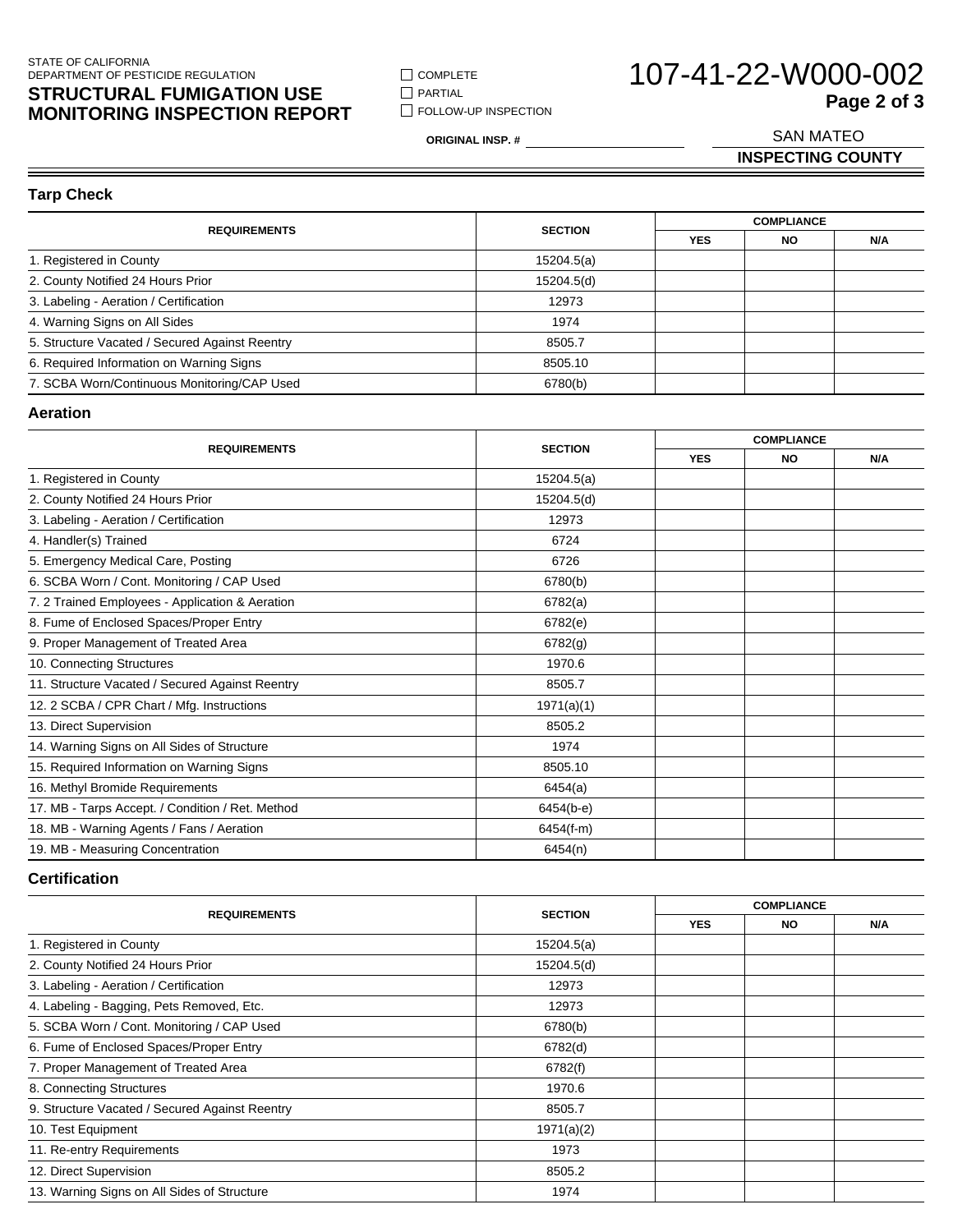STATE OF CALIFORNIA
DEPARTMENT OF PESTICIDE REGULATION

# STRUCTURAL FUMIGATION USE MONITORING INSPECTION REPORT

☐ COMPLETE
☐ PARTIAL
☐ FOLLOW-UP INSPECTION

**ORIGINAL INSP. #** ____________________

# 107-41-22-W000-002

SAN MATEO
**INSPECTING COUNTY**

## Tarp Check

| REQUIREMENTS | SECTION | COMPLIANCE | | |
|---|---|---|---|---|
| | | YES | NO | N/A |
| 1. Registered in County | 15204.5(a) | | | |
| 2. County Notified 24 Hours Prior | 15204.5(d) | | | |
| 3. Labeling - Aeration / Certification | 12973 | | | |
| 4. Warning Signs on All Sides | 1974 | | | |
| 5. Structure Vacated / Secured Against Reentry | 8505.7 | | | |
| 6. Required Information on Warning Signs | 8505.10 | | | |
| 7. SCBA Worn/Continuous Monitoring/CAP Used | 6780(b) | | | |

## Aeration

| REQUIREMENTS | SECTION | COMPLIANCE | | |
|---|---|---|---|---|
| | | YES | NO | N/A |
| 1. Registered in County | 15204.5(a) | | | |
| 2. County Notified 24 Hours Prior | 15204.5(d) | | | |
| 3. Labeling - Aeration / Certification | 12973 | | | |
| 4. Handler(s) Trained | 6724 | | | |
| 5. Emergency Medical Care, Posting | 6726 | | | |
| 6. SCBA Worn / Cont. Monitoring / CAP Used | 6780(b) | | | |
| 7. 2 Trained Employees - Application & Aeration | 6782(a) | | | |
| 8. Fume of Enclosed Spaces/Proper Entry | 6782(e) | | | |
| 9. Proper Management of Treated Area | 6782(g) | | | |
| 10. Connecting Structures | 1970.6 | | | |
| 11. Structure Vacated / Secured Against Reentry | 8505.7 | | | |
| 12. 2 SCBA / CPR Chart / Mfg. Instructions | 1971(a)(1) | | | |
| 13. Direct Supervision | 8505.2 | | | |
| 14. Warning Signs on All Sides of Structure | 1974 | | | |
| 15. Required Information on Warning Signs | 8505.10 | | | |
| 16. Methyl Bromide Requirements | 6454(a) | | | |
| 17. MB - Tarps Accept. / Condition / Ret. Method | 6454(b-e) | | | |
| 18. MB - Warning Agents / Fans / Aeration | 6454(f-m) | | | |
| 19. MB - Measuring Concentration | 6454(n) | | | |

## Certification

| REQUIREMENTS | SECTION | COMPLIANCE | | |
|---|---|---|---|---|
| | | YES | NO | N/A |
| 1. Registered in County | 15204.5(a) | | | |
| 2. County Notified 24 Hours Prior | 15204.5(d) | | | |
| 3. Labeling - Aeration / Certification | 12973 | | | |
| 4. Labeling - Bagging, Pets Removed, Etc. | 12973 | | | |
| 5. SCBA Worn / Cont. Monitoring / CAP Used | 6780(b) | | | |
| 6. Fume of Enclosed Spaces/Proper Entry | 6782(d) | | | |
| 7. Proper Management of Treated Area | 6782(f) | | | |
| 8. Connecting Structures | 1970.6 | | | |
| 9. Structure Vacated / Secured Against Reentry | 8505.7 | | | |
| 10. Test Equipment | 1971(a)(2) | | | |
| 11. Re-entry Requirements | 1973 | | | |
| 12. Direct Supervision | 8505.2 | | | |
| 13. Warning Signs on All Sides of Structure | 1974 | | | |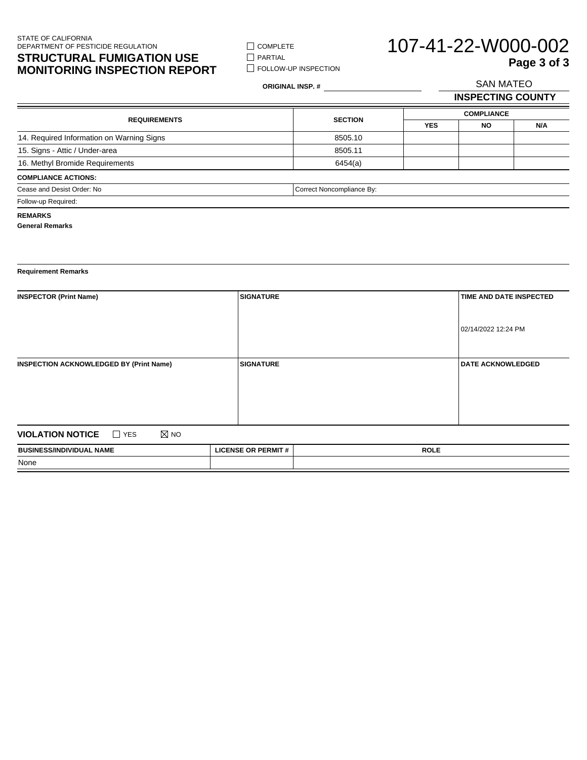STATE OF CALIFORNIA
DEPARTMENT OF PESTICIDE REGULATION

# STRUCTURAL FUMIGATION USE MONITORING INSPECTION REPORT

☐ COMPLETE
☐ PARTIAL
☐ FOLLOW-UP INSPECTION

**ORIGINAL INSP. #** 

# 107-41-22-W000-002

**Page 3 of 3**

SAN MATEO
**INSPECTING COUNTY**

| REQUIREMENTS | SECTION | COMPLIANCE | | |
|---|---|---|---|---|
| | | YES | NO | N/A |
| 14. Required Information on Warning Signs | 8505.10 | | | |
| 15. Signs - Attic / Under-area | 8505.11 | | | |
| 16. Methyl Bromide Requirements | 6454(a) | | | |

**COMPLIANCE ACTIONS:**

Cease and Desist Order: No

Correct Noncompliance By:

Follow-up Required:

**REMARKS**

**General Remarks**

**Requirement Remarks**

| INSPECTOR (Print Name) | SIGNATURE | TIME AND DATE INSPECTED |
|---|---|---|
| | | 02/14/2022 12:24 PM |

| INSPECTION ACKNOWLEDGED BY (Print Name) | SIGNATURE | DATE ACKNOWLEDGED |
|---|---|---|
| | | |

**VIOLATION NOTICE** ☐ YES ☒ NO

| BUSINESS/INDIVIDUAL NAME | LICENSE OR PERMIT # | ROLE |
|---|---|---|
| None | | |